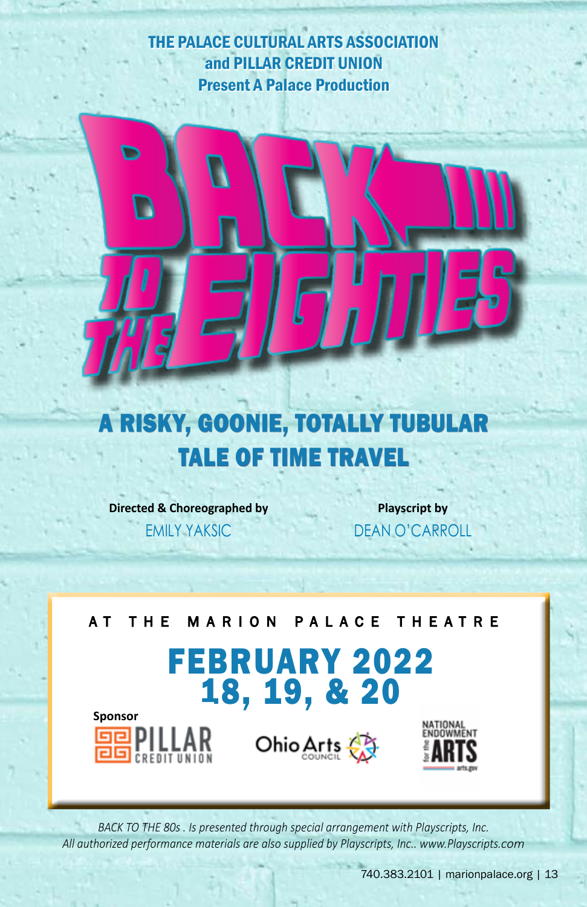THE PALACE CULTURAL ARTS ASSOCIATION
and PILLAR CREDIT UNION
Present A Palace Production

# BACK TO THE EIGHTIES

## A RISKY, GOONIE, TOTALLY TUBULAR TALE OF TIME TRAVEL

**Directed & Choreographed by**
EMILY YAKSIC

**Playscript by**
DEAN O'CARROLL

AT THE MARION PALACE THEATRE

## FEBRUARY 2022
## 18, 19, & 20

**Sponsor**
PILLAR CREDIT UNION

Ohio Arts Council

National Endowment for the Arts arts.gov

*BACK TO THE 80s . Is presented through special arrangement with Playscripts, Inc.*
*All authorized performance materials are also supplied by Playscripts, Inc.. www.Playscripts.com*

740.383.2101 | marionpalace.org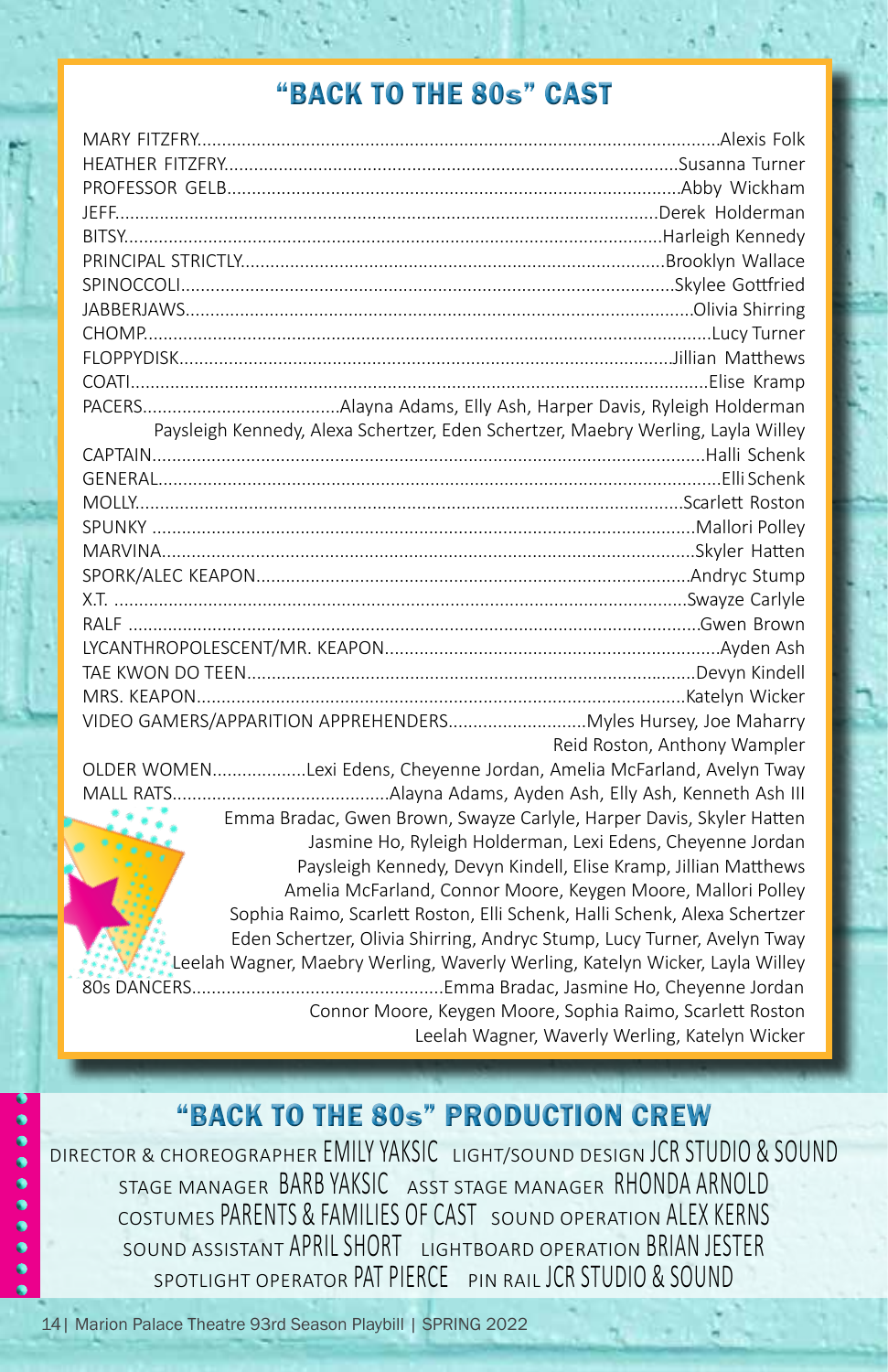## "BACK TO THE 80s" CAST

| Role | Cast |
|---|---|
| MARY FITZFRY | Alexis Folk |
| HEATHER FITZFRY | Susanna Turner |
| PROFESSOR GELB | Abby Wickham |
| JEFF | Derek Holderman |
| BITSY | Harleigh Kennedy |
| PRINCIPAL STRICTLY | Brooklyn Wallace |
| SPINOCCOLI | Skylee Gottfried |
| JABBERJAWS | Olivia Shirring |
| CHOMP | Lucy Turner |
| FLOPPYDISK | Jillian Matthews |
| COATI | Elise Kramp |
| PACERS | Alayna Adams, Elly Ash, Harper Davis, Ryleigh Holderman, Paysleigh Kennedy, Alexa Schertzer, Eden Schertzer, Maebry Werling, Layla Willey |
| CAPTAIN | Halli Schenk |
| GENERAL | Elli Schenk |
| MOLLY | Scarlett Roston |
| SPUNKY | Mallori Polley |
| MARVINA | Skyler Hatten |
| SPORK/ALEC KEAPON | Andryc Stump |
| X.T. | Swayze Carlyle |
| RALF | Gwen Brown |
| LYCANTHROPOLESCENT/MR. KEAPON | Ayden Ash |
| TAE KWON DO TEEN | Devyn Kindell |
| MRS. KEAPON | Katelyn Wicker |
| VIDEO GAMERS/APPARITION APPREHENDERS | Myles Hursey, Joe Maharry, Reid Roston, Anthony Wampler |
| OLDER WOMEN | Lexi Edens, Cheyenne Jordan, Amelia McFarland, Avelyn Tway |
| MALL RATS | Alayna Adams, Ayden Ash, Elly Ash, Kenneth Ash III, Emma Bradac, Gwen Brown, Swayze Carlyle, Harper Davis, Skyler Hatten, Jasmine Ho, Ryleigh Holderman, Lexi Edens, Cheyenne Jordan, Paysleigh Kennedy, Devyn Kindell, Elise Kramp, Jillian Matthews, Amelia McFarland, Connor Moore, Keygen Moore, Mallori Polley, Sophia Raimo, Scarlett Roston, Elli Schenk, Halli Schenk, Alexa Schertzer, Eden Schertzer, Olivia Shirring, Andryc Stump, Lucy Turner, Avelyn Tway, Leelah Wagner, Maebry Werling, Waverly Werling, Katelyn Wicker, Layla Willey |
| 80s DANCERS | Emma Bradac, Jasmine Ho, Cheyenne Jordan, Connor Moore, Keygen Moore, Sophia Raimo, Scarlett Roston, Leelah Wagner, Waverly Werling, Katelyn Wicker |

## "BACK TO THE 80s" PRODUCTION CREW

DIRECTOR & CHOREOGRAPHER EMILY YAKSIC LIGHT/SOUND DESIGN JCR STUDIO & SOUND
STAGE MANAGER BARB YAKSIC ASST STAGE MANAGER RHONDA ARNOLD
COSTUMES PARENTS & FAMILIES OF CAST SOUND OPERATION ALEX KERNS
SOUND ASSISTANT APRIL SHORT LIGHTBOARD OPERATION BRIAN JESTER
SPOTLIGHT OPERATOR PAT PIERCE PIN RAIL JCR STUDIO & SOUND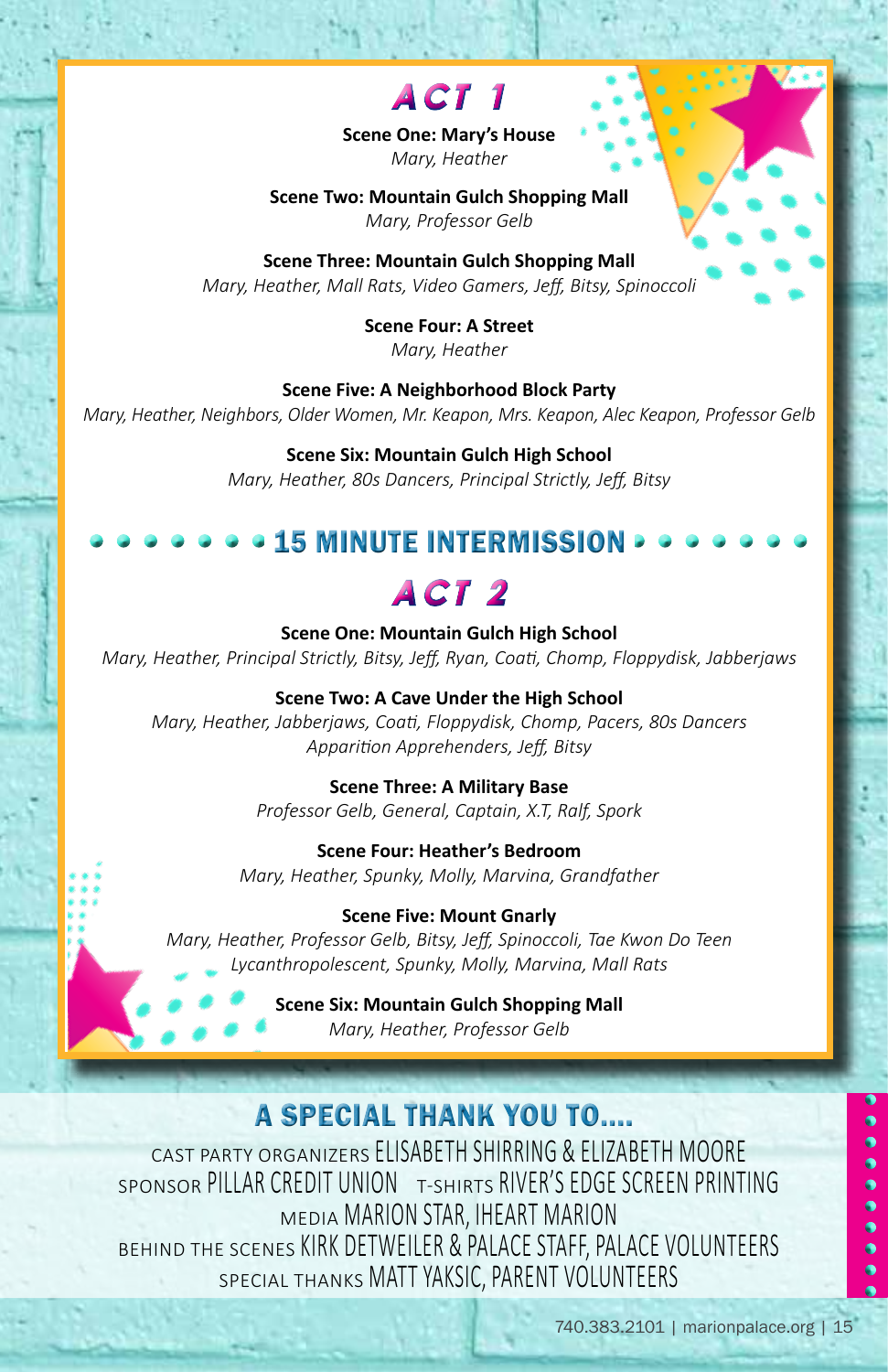# ACT 1

**Scene One: Mary's House**
*Mary, Heather*

**Scene Two: Mountain Gulch Shopping Mall**
*Mary, Professor Gelb*

**Scene Three: Mountain Gulch Shopping Mall**
*Mary, Heather, Mall Rats, Video Gamers, Jeff, Bitsy, Spinoccoli*

**Scene Four: A Street**
*Mary, Heather*

**Scene Five: A Neighborhood Block Party**
*Mary, Heather, Neighbors, Older Women, Mr. Keapon, Mrs. Keapon, Alec Keapon, Professor Gelb*

**Scene Six: Mountain Gulch High School**
*Mary, Heather, 80s Dancers, Principal Strictly, Jeff, Bitsy*

## 15 MINUTE INTERMISSION

# ACT 2

**Scene One: Mountain Gulch High School**
*Mary, Heather, Principal Strictly, Bitsy, Jeff, Ryan, Coati, Chomp, Floppydisk, Jabberjaws*

**Scene Two: A Cave Under the High School**
*Mary, Heather, Jabberjaws, Coati, Floppydisk, Chomp, Pacers, 80s Dancers Apparition Apprehenders, Jeff, Bitsy*

**Scene Three: A Military Base**
*Professor Gelb, General, Captain, X.T, Ralf, Spork*

**Scene Four: Heather's Bedroom**
*Mary, Heather, Spunky, Molly, Marvina, Grandfather*

**Scene Five: Mount Gnarly**
*Mary, Heather, Professor Gelb, Bitsy, Jeff, Spinoccoli, Tae Kwon Do Teen Lycanthropolescent, Spunky, Molly, Marvina, Mall Rats*

**Scene Six: Mountain Gulch Shopping Mall**
*Mary, Heather, Professor Gelb*

## A SPECIAL THANK YOU TO....

CAST PARTY ORGANIZERS ELISABETH SHIRRING & ELIZABETH MOORE
SPONSOR PILLAR CREDIT UNION T-SHIRTS RIVER'S EDGE SCREEN PRINTING
MEDIA MARION STAR, IHEART MARION
BEHIND THE SCENES KIRK DETWEILER & PALACE STAFF, PALACE VOLUNTEERS
SPECIAL THANKS MATT YAKSIC, PARENT VOLUNTEERS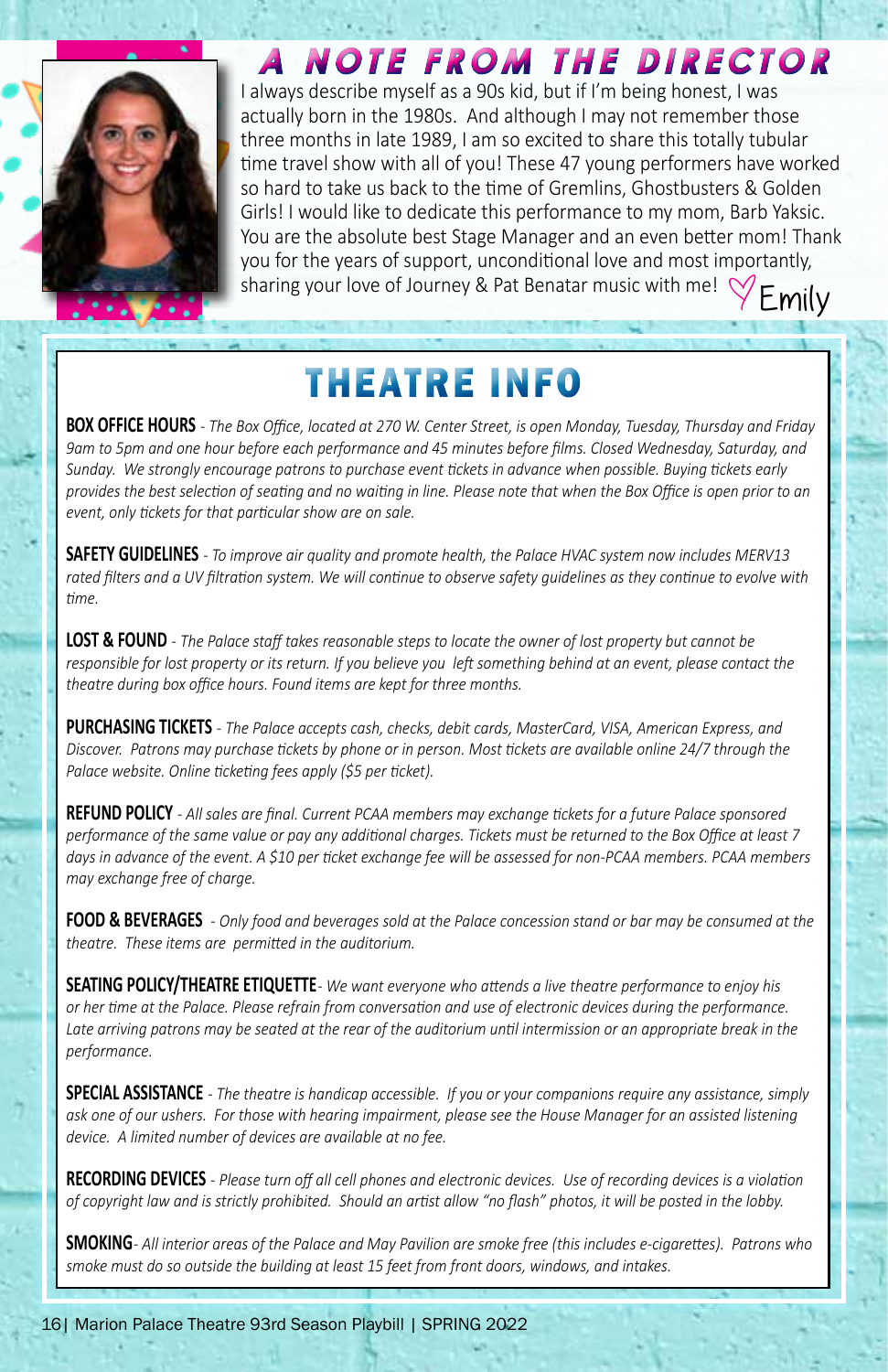# A NOTE FROM THE DIRECTOR

I always describe myself as a 90s kid, but if I'm being honest, I was actually born in the 1980s. And although I may not remember those three months in late 1989, I am so excited to share this totally tubular time travel show with all of you! These 47 young performers have worked so hard to take us back to the time of Gremlins, Ghostbusters & Golden Girls! I would like to dedicate this performance to my mom, Barb Yaksic. You are the absolute best Stage Manager and an even better mom! Thank you for the years of support, unconditional love and most importantly, sharing your love of Journey & Pat Benatar music with me! ♡ Emily

# THEATRE INFO

**BOX OFFICE HOURS** - *The Box Office, located at 270 W. Center Street, is open Monday, Tuesday, Thursday and Friday 9am to 5pm and one hour before each performance and 45 minutes before films. Closed Wednesday, Saturday, and Sunday. We strongly encourage patrons to purchase event tickets in advance when possible. Buying tickets early provides the best selection of seating and no waiting in line. Please note that when the Box Office is open prior to an event, only tickets for that particular show are on sale.*

**SAFETY GUIDELINES** - *To improve air quality and promote health, the Palace HVAC system now includes MERV13 rated filters and a UV filtration system. We will continue to observe safety guidelines as they continue to evolve with time.*

**LOST & FOUND** - *The Palace staff takes reasonable steps to locate the owner of lost property but cannot be responsible for lost property or its return. If you believe you left something behind at an event, please contact the theatre during box office hours. Found items are kept for three months.*

**PURCHASING TICKETS** - *The Palace accepts cash, checks, debit cards, MasterCard, VISA, American Express, and Discover. Patrons may purchase tickets by phone or in person. Most tickets are available online 24/7 through the Palace website. Online ticketing fees apply ($5 per ticket).*

**REFUND POLICY** - *All sales are final. Current PCAA members may exchange tickets for a future Palace sponsored performance of the same value or pay any additional charges. Tickets must be returned to the Box Office at least 7 days in advance of the event. A $10 per ticket exchange fee will be assessed for non-PCAA members. PCAA members may exchange free of charge.*

**FOOD & BEVERAGES** - *Only food and beverages sold at the Palace concession stand or bar may be consumed at the theatre. These items are permitted in the auditorium.*

**SEATING POLICY/THEATRE ETIQUETTE** - *We want everyone who attends a live theatre performance to enjoy his or her time at the Palace. Please refrain from conversation and use of electronic devices during the performance. Late arriving patrons may be seated at the rear of the auditorium until intermission or an appropriate break in the performance.*

**SPECIAL ASSISTANCE** - *The theatre is handicap accessible. If you or your companions require any assistance, simply ask one of our ushers. For those with hearing impairment, please see the House Manager for an assisted listening device. A limited number of devices are available at no fee.*

**RECORDING DEVICES** - *Please turn off all cell phones and electronic devices. Use of recording devices is a violation of copyright law and is strictly prohibited. Should an artist allow "no flash" photos, it will be posted in the lobby.*

**SMOKING** - *All interior areas of the Palace and May Pavilion are smoke free (this includes e-cigarettes). Patrons who smoke must do so outside the building at least 15 feet from front doors, windows, and intakes.*